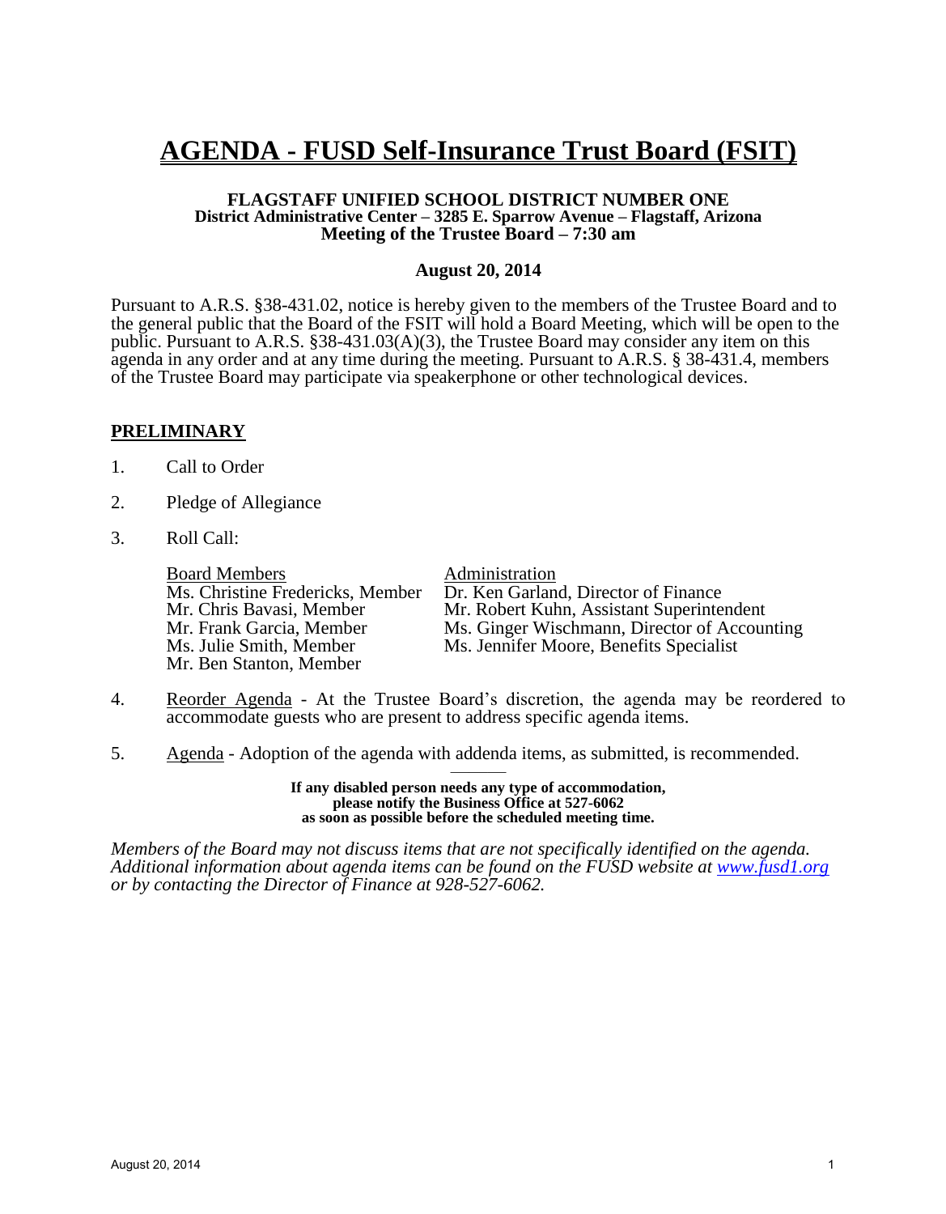# AGENDA - FUSD Self-Insurance Trust Board (FSIT)

**FLAGSTAFF UNIFIED SCHOOL DISTRICT NUMBER ONE**
**District Administrative Center – 3285 E. Sparrow Avenue – Flagstaff, Arizona**
**Meeting of the Trustee Board – 7:30 am**

**August 20, 2014**

Pursuant to A.R.S. §38-431.02, notice is hereby given to the members of the Trustee Board and to the general public that the Board of the FSIT will hold a Board Meeting, which will be open to the public. Pursuant to A.R.S. §38-431.03(A)(3), the Trustee Board may consider any item on this agenda in any order and at any time during the meeting. Pursuant to A.R.S. § 38-431.4, members of the Trustee Board may participate via speakerphone or other technological devices.

## PRELIMINARY

1. Call to Order

2. Pledge of Allegiance

3. Roll Call:

| Board Members | Administration |
|---|---|
| Ms. Christine Fredericks, Member | Dr. Ken Garland, Director of Finance |
| Mr. Chris Bavasi, Member | Mr. Robert Kuhn, Assistant Superintendent |
| Mr. Frank Garcia, Member | Ms. Ginger Wischmann, Director of Accounting |
| Ms. Julie Smith, Member | Ms. Jennifer Moore, Benefits Specialist |
| Mr. Ben Stanton, Member | |

4. Reorder Agenda - At the Trustee Board's discretion, the agenda may be reordered to accommodate guests who are present to address specific agenda items.

5. Agenda - Adoption of the agenda with addenda items, as submitted, is recommended.

**If any disabled person needs any type of accommodation, please notify the Business Office at 527-6062 as soon as possible before the scheduled meeting time.**

*Members of the Board may not discuss items that are not specifically identified on the agenda. Additional information about agenda items can be found on the FUSD website at www.fusd1.org or by contacting the Director of Finance at 928-527-6062.*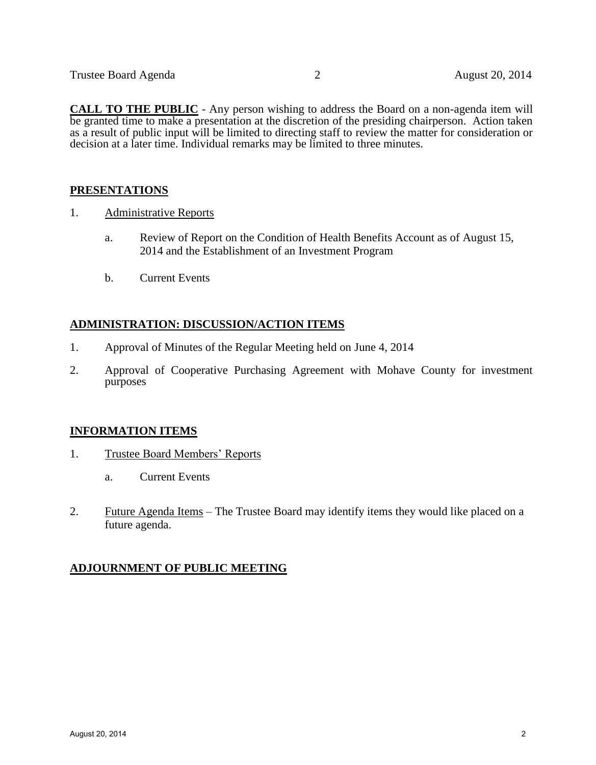**CALL TO THE PUBLIC** - Any person wishing to address the Board on a non-agenda item will be granted time to make a presentation at the discretion of the presiding chairperson. Action taken as a result of public input will be limited to directing staff to review the matter for consideration or decision at a later time. Individual remarks may be limited to three minutes.

## PRESENTATIONS

1. Administrative Reports

    a. Review of Report on the Condition of Health Benefits Account as of August 15, 2014 and the Establishment of an Investment Program

    b. Current Events

## ADMINISTRATION: DISCUSSION/ACTION ITEMS

1. Approval of Minutes of the Regular Meeting held on June 4, 2014

2. Approval of Cooperative Purchasing Agreement with Mohave County for investment purposes

## INFORMATION ITEMS

1. Trustee Board Members' Reports

    a. Current Events

2. Future Agenda Items – The Trustee Board may identify items they would like placed on a future agenda.

## ADJOURNMENT OF PUBLIC MEETING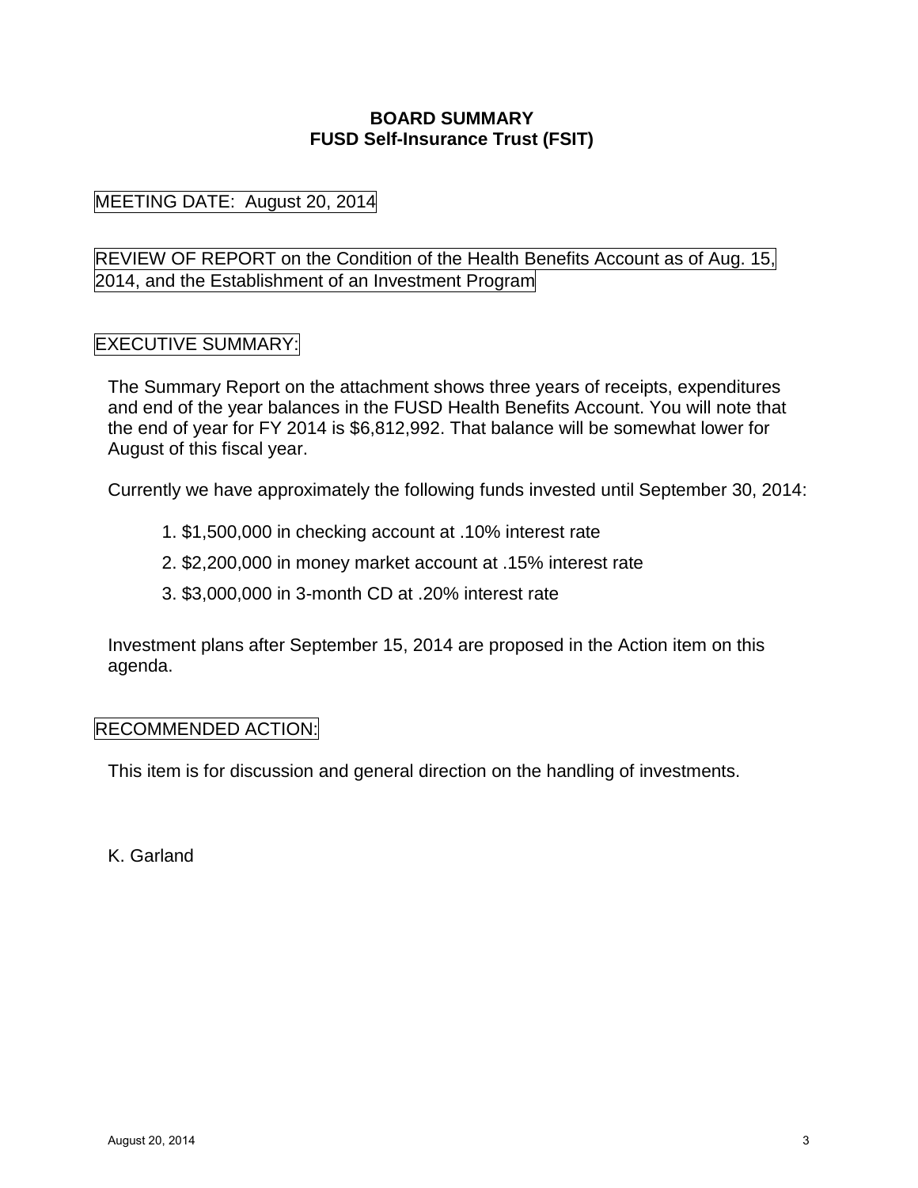**BOARD SUMMARY**
**FUSD Self-Insurance Trust (FSIT)**

MEETING DATE: August 20, 2014

REVIEW OF REPORT on the Condition of the Health Benefits Account as of Aug. 15, 2014, and the Establishment of an Investment Program

EXECUTIVE SUMMARY:

The Summary Report on the attachment shows three years of receipts, expenditures and end of the year balances in the FUSD Health Benefits Account. You will note that the end of year for FY 2014 is $6,812,992. That balance will be somewhat lower for August of this fiscal year.

Currently we have approximately the following funds invested until September 30, 2014:

1. $1,500,000 in checking account at .10% interest rate
2. $2,200,000 in money market account at .15% interest rate
3. $3,000,000 in 3-month CD at .20% interest rate

Investment plans after September 15, 2014 are proposed in the Action item on this agenda.

RECOMMENDED ACTION:

This item is for discussion and general direction on the handling of investments.

K. Garland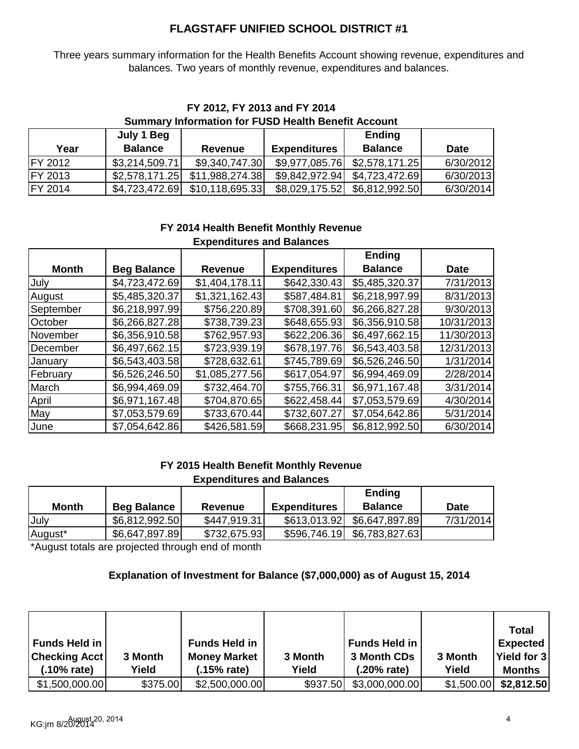# FLAGSTAFF UNIFIED SCHOOL DISTRICT #1

Three years summary information for the Health Benefits Account showing revenue, expenditures and balances. Two years of monthly revenue, expenditures and balances.

### FY 2012, FY 2013 and FY 2014
### Summary Information for FUSD Health Benefit Account

| Year | July 1 Beg Balance | Revenue | Expenditures | Ending Balance | Date |
|---|---|---|---|---|---|
| FY 2012 | $3,214,509.71 | $9,340,747.30 | $9,977,085.76 | $2,578,171.25 | 6/30/2012 |
| FY 2013 | $2,578,171.25 | $11,988,274.38 | $9,842,972.94 | $4,723,472.69 | 6/30/2013 |
| FY 2014 | $4,723,472.69 | $10,118,695.33 | $8,029,175.52 | $6,812,992.50 | 6/30/2014 |

### FY 2014 Health Benefit Monthly Revenue Expenditures and Balances

| Month | Beg Balance | Revenue | Expenditures | Ending Balance | Date |
|---|---|---|---|---|---|
| July | $4,723,472.69 | $1,404,178.11 | $642,330.43 | $5,485,320.37 | 7/31/2013 |
| August | $5,485,320.37 | $1,321,162.43 | $587,484.81 | $6,218,997.99 | 8/31/2013 |
| September | $6,218,997.99 | $756,220.89 | $708,391.60 | $6,266,827.28 | 9/30/2013 |
| October | $6,266,827.28 | $738,739.23 | $648,655.93 | $6,356,910.58 | 10/31/2013 |
| November | $6,356,910.58 | $762,957.93 | $622,206.36 | $6,497,662.15 | 11/30/2013 |
| December | $6,497,662.15 | $723,939.19 | $678,197.76 | $6,543,403.58 | 12/31/2013 |
| January | $6,543,403.58 | $728,632.61 | $745,789.69 | $6,526,246.50 | 1/31/2014 |
| February | $6,526,246.50 | $1,085,277.56 | $617,054.97 | $6,994,469.09 | 2/28/2014 |
| March | $6,994,469.09 | $732,464.70 | $755,766.31 | $6,971,167.48 | 3/31/2014 |
| April | $6,971,167.48 | $704,870.65 | $622,458.44 | $7,053,579.69 | 4/30/2014 |
| May | $7,053,579.69 | $733,670.44 | $732,607.27 | $7,054,642.86 | 5/31/2014 |
| June | $7,054,642.86 | $426,581.59 | $668,231.95 | $6,812,992.50 | 6/30/2014 |

### FY 2015 Health Benefit Monthly Revenue Expenditures and Balances

| Month | Beg Balance | Revenue | Expenditures | Ending Balance | Date |
|---|---|---|---|---|---|
| July | $6,812,992.50 | $447,919.31 | $613,013.92 | $6,647,897.89 | 7/31/2014 |
| August* | $6,647,897.89 | $732,675.93 | $596,746.19 | $6,783,827.63 | |

*August totals are projected through end of month

### Explanation of Investment for Balance ($7,000,000) as of August 15, 2014

| Funds Held in Checking Acct (.10% rate) | 3 Month Yield | Funds Held in Money Market (.15% rate) | 3 Month Yield | Funds Held in 3 Month CDs (.20% rate) | 3 Month Yield | Total Expected Yield for 3 Months |
|---|---|---|---|---|---|---|
| $1,500,000.00 | $375.00 | $2,500,000.00 | $937.50 | $3,000,000.00 | $1,500.00 | **$2,812.50** |

KG:jm 8/20/2014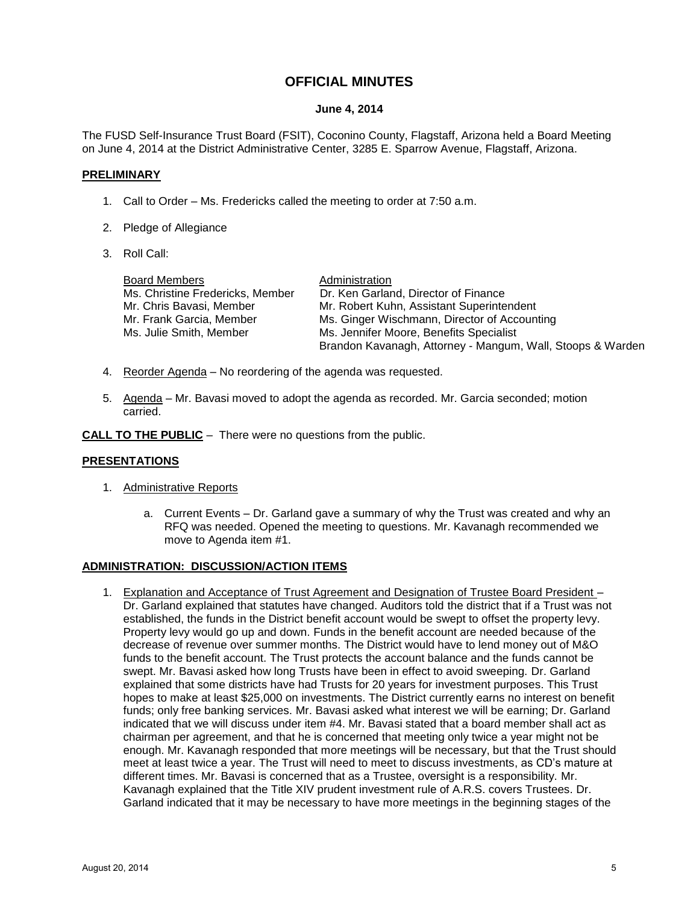# OFFICIAL MINUTES

**June 4, 2014**

The FUSD Self-Insurance Trust Board (FSIT), Coconino County, Flagstaff, Arizona held a Board Meeting on June 4, 2014 at the District Administrative Center, 3285 E. Sparrow Avenue, Flagstaff, Arizona.

## PRELIMINARY

1. Call to Order – Ms. Fredericks called the meeting to order at 7:50 a.m.

2. Pledge of Allegiance

3. Roll Call:

| Board Members | Administration |
|---|---|
| Ms. Christine Fredericks, Member | Dr. Ken Garland, Director of Finance |
| Mr. Chris Bavasi, Member | Mr. Robert Kuhn, Assistant Superintendent |
| Mr. Frank Garcia, Member | Ms. Ginger Wischmann, Director of Accounting |
| Ms. Julie Smith, Member | Ms. Jennifer Moore, Benefits Specialist |
| | Brandon Kavanagh, Attorney - Mangum, Wall, Stoops & Warden |

4. Reorder Agenda – No reordering of the agenda was requested.

5. Agenda – Mr. Bavasi moved to adopt the agenda as recorded. Mr. Garcia seconded; motion carried.

**CALL TO THE PUBLIC** – There were no questions from the public.

## PRESENTATIONS

1. Administrative Reports

   a. Current Events – Dr. Garland gave a summary of why the Trust was created and why an RFQ was needed. Opened the meeting to questions. Mr. Kavanagh recommended we move to Agenda item #1.

## ADMINISTRATION: DISCUSSION/ACTION ITEMS

1. Explanation and Acceptance of Trust Agreement and Designation of Trustee Board President – Dr. Garland explained that statutes have changed. Auditors told the district that if a Trust was not established, the funds in the District benefit account would be swept to offset the property levy. Property levy would go up and down. Funds in the benefit account are needed because of the decrease of revenue over summer months. The District would have to lend money out of M&O funds to the benefit account. The Trust protects the account balance and the funds cannot be swept. Mr. Bavasi asked how long Trusts have been in effect to avoid sweeping. Dr. Garland explained that some districts have had Trusts for 20 years for investment purposes. This Trust hopes to make at least $25,000 on investments. The District currently earns no interest on benefit funds; only free banking services. Mr. Bavasi asked what interest we will be earning; Dr. Garland indicated that we will discuss under item #4. Mr. Bavasi stated that a board member shall act as chairman per agreement, and that he is concerned that meeting only twice a year might not be enough. Mr. Kavanagh responded that more meetings will be necessary, but that the Trust should meet at least twice a year. The Trust will need to meet to discuss investments, as CD's mature at different times. Mr. Bavasi is concerned that as a Trustee, oversight is a responsibility. Mr. Kavanagh explained that the Title XIV prudent investment rule of A.R.S. covers Trustees. Dr. Garland indicated that it may be necessary to have more meetings in the beginning stages of the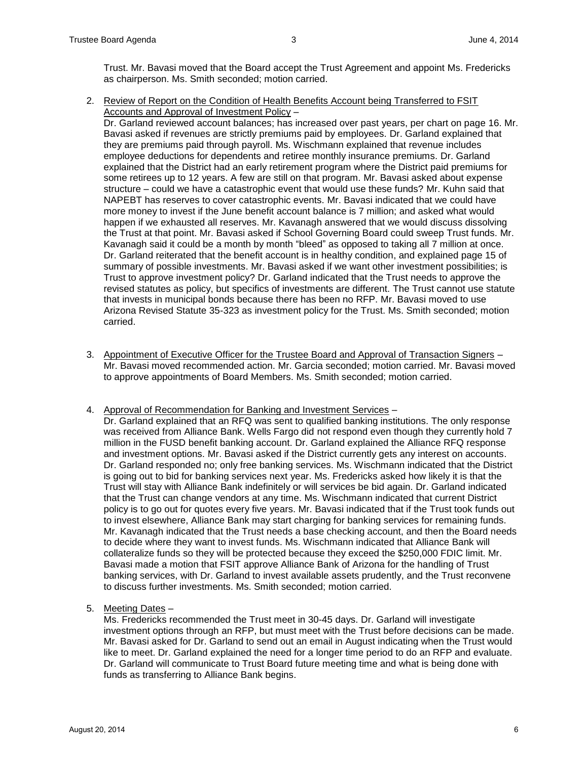Trust. Mr. Bavasi moved that the Board accept the Trust Agreement and appoint Ms. Fredericks as chairperson. Ms. Smith seconded; motion carried.

2. <u>Review of Report on the Condition of Health Benefits Account being Transferred to FSIT Accounts and Approval of Investment Policy</u> –
   Dr. Garland reviewed account balances; has increased over past years, per chart on page 16. Mr. Bavasi asked if revenues are strictly premiums paid by employees. Dr. Garland explained that they are premiums paid through payroll. Ms. Wischmann explained that revenue includes employee deductions for dependents and retiree monthly insurance premiums. Dr. Garland explained that the District had an early retirement program where the District paid premiums for some retirees up to 12 years. A few are still on that program. Mr. Bavasi asked about expense structure – could we have a catastrophic event that would use these funds? Mr. Kuhn said that NAPEBT has reserves to cover catastrophic events. Mr. Bavasi indicated that we could have more money to invest if the June benefit account balance is 7 million; and asked what would happen if we exhausted all reserves. Mr. Kavanagh answered that we would discuss dissolving the Trust at that point. Mr. Bavasi asked if School Governing Board could sweep Trust funds. Mr. Kavanagh said it could be a month by month "bleed" as opposed to taking all 7 million at once. Dr. Garland reiterated that the benefit account is in healthy condition, and explained page 15 of summary of possible investments. Mr. Bavasi asked if we want other investment possibilities; is Trust to approve investment policy? Dr. Garland indicated that the Trust needs to approve the revised statutes as policy, but specifics of investments are different. The Trust cannot use statute that invests in municipal bonds because there has been no RFP. Mr. Bavasi moved to use Arizona Revised Statute 35-323 as investment policy for the Trust. Ms. Smith seconded; motion carried.

3. <u>Appointment of Executive Officer for the Trustee Board and Approval of Transaction Signers</u> –
   Mr. Bavasi moved recommended action. Mr. Garcia seconded; motion carried. Mr. Bavasi moved to approve appointments of Board Members. Ms. Smith seconded; motion carried.

4. <u>Approval of Recommendation for Banking and Investment Services</u> –
   Dr. Garland explained that an RFQ was sent to qualified banking institutions. The only response was received from Alliance Bank. Wells Fargo did not respond even though they currently hold 7 million in the FUSD benefit banking account. Dr. Garland explained the Alliance RFQ response and investment options. Mr. Bavasi asked if the District currently gets any interest on accounts. Dr. Garland responded no; only free banking services. Ms. Wischmann indicated that the District is going out to bid for banking services next year. Ms. Fredericks asked how likely it is that the Trust will stay with Alliance Bank indefinitely or will services be bid again. Dr. Garland indicated that the Trust can change vendors at any time. Ms. Wischmann indicated that current District policy is to go out for quotes every five years. Mr. Bavasi indicated that if the Trust took funds out to invest elsewhere, Alliance Bank may start charging for banking services for remaining funds. Mr. Kavanagh indicated that the Trust needs a base checking account, and then the Board needs to decide where they want to invest funds. Ms. Wischmann indicated that Alliance Bank will collateralize funds so they will be protected because they exceed the $250,000 FDIC limit. Mr. Bavasi made a motion that FSIT approve Alliance Bank of Arizona for the handling of Trust banking services, with Dr. Garland to invest available assets prudently, and the Trust reconvene to discuss further investments. Ms. Smith seconded; motion carried.

5. <u>Meeting Dates</u> –
   Ms. Fredericks recommended the Trust meet in 30-45 days. Dr. Garland will investigate investment options through an RFP, but must meet with the Trust before decisions can be made. Mr. Bavasi asked for Dr. Garland to send out an email in August indicating when the Trust would like to meet. Dr. Garland explained the need for a longer time period to do an RFP and evaluate. Dr. Garland will communicate to Trust Board future meeting time and what is being done with funds as transferring to Alliance Bank begins.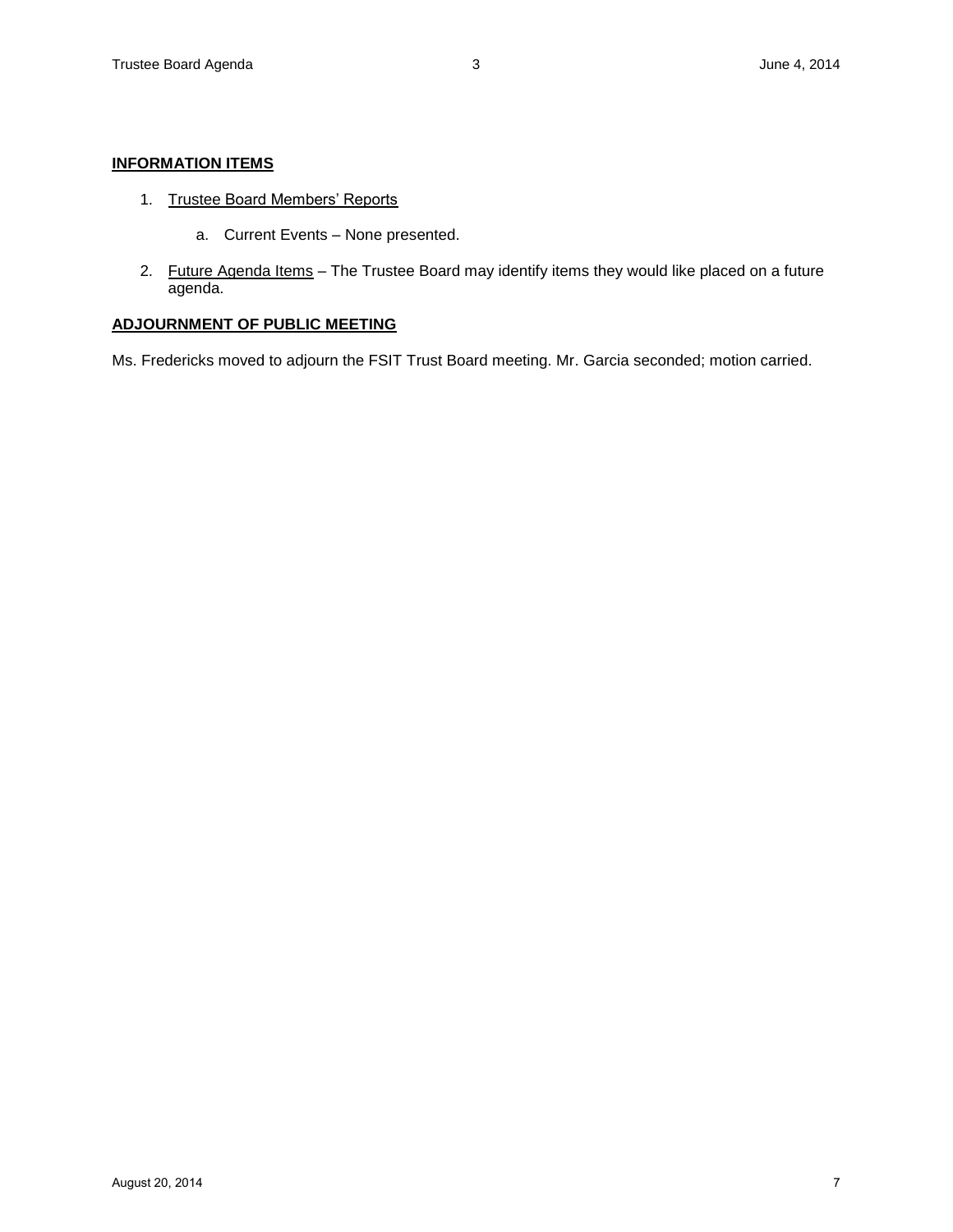## INFORMATION ITEMS

1. Trustee Board Members' Reports

    a. Current Events – None presented.

2. Future Agenda Items – The Trustee Board may identify items they would like placed on a future agenda.

## ADJOURNMENT OF PUBLIC MEETING

Ms. Fredericks moved to adjourn the FSIT Trust Board meeting. Mr. Garcia seconded; motion carried.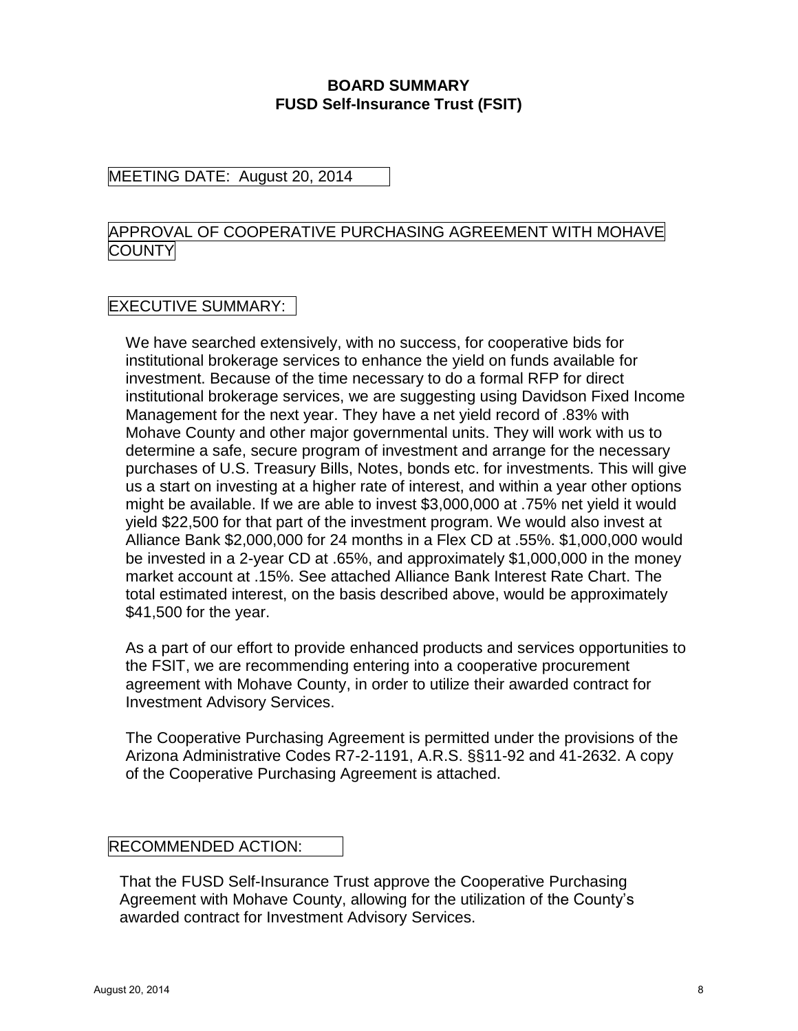**BOARD SUMMARY**
**FUSD Self-Insurance Trust (FSIT)**

MEETING DATE: August 20, 2014

APPROVAL OF COOPERATIVE PURCHASING AGREEMENT WITH MOHAVE COUNTY

EXECUTIVE SUMMARY:

We have searched extensively, with no success, for cooperative bids for institutional brokerage services to enhance the yield on funds available for investment. Because of the time necessary to do a formal RFP for direct institutional brokerage services, we are suggesting using Davidson Fixed Income Management for the next year. They have a net yield record of .83% with Mohave County and other major governmental units. They will work with us to determine a safe, secure program of investment and arrange for the necessary purchases of U.S. Treasury Bills, Notes, bonds etc. for investments. This will give us a start on investing at a higher rate of interest, and within a year other options might be available. If we are able to invest $3,000,000 at .75% net yield it would yield $22,500 for that part of the investment program. We would also invest at Alliance Bank $2,000,000 for 24 months in a Flex CD at .55%. $1,000,000 would be invested in a 2-year CD at .65%, and approximately $1,000,000 in the money market account at .15%. See attached Alliance Bank Interest Rate Chart. The total estimated interest, on the basis described above, would be approximately $41,500 for the year.

As a part of our effort to provide enhanced products and services opportunities to the FSIT, we are recommending entering into a cooperative procurement agreement with Mohave County, in order to utilize their awarded contract for Investment Advisory Services.

The Cooperative Purchasing Agreement is permitted under the provisions of the Arizona Administrative Codes R7-2-1191, A.R.S. §§11-92 and 41-2632. A copy of the Cooperative Purchasing Agreement is attached.

RECOMMENDED ACTION:

That the FUSD Self-Insurance Trust approve the Cooperative Purchasing Agreement with Mohave County, allowing for the utilization of the County's awarded contract for Investment Advisory Services.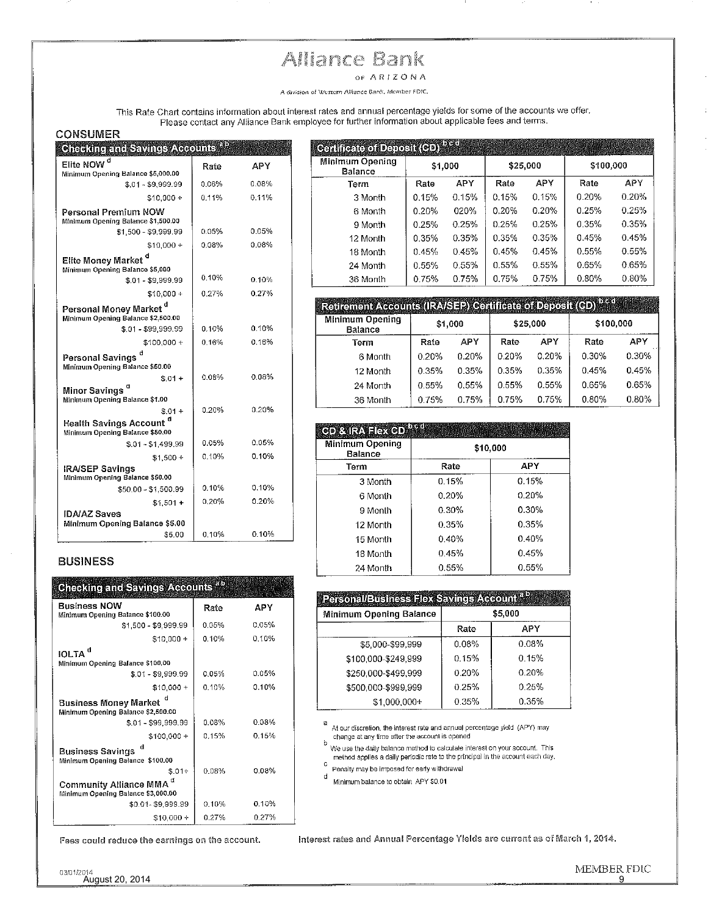# Alliance Bank

OF ARIZONA

A division of Western Alliance Bank, Member FDIC.

This Rate Chart contains information about interest rates and annual percentage yields for some of the accounts we offer. Please contact any Alliance Bank employee for further information about applicable fees and terms.

## CONSUMER

| Checking and Savings Accounts [a b] | Rate | APY |
|---|---|---|
| **Elite NOW** [d] Minimum Opening Balance $5,000.00 | | |
| $.01 - $9,999.99 | 0.08% | 0.08% |
| $10,000 + | 0.11% | 0.11% |
| **Personal Premium NOW** Minimum Opening Balance $1,500.00 | | |
| $1,500 - $9,999.99 | 0.05% | 0.05% |
| $10,000 + | 0.08% | 0.08% |
| **Elite Money Market** [d] Minimum Opening Balance $5,000 | | |
| $.01 - $9,999.99 | 0.10% | 0.10% |
| $10,000 + | 0.27% | 0.27% |
| **Personal Money Market** [d] Minimum Opening Balance $2,500.00 | | |
| $.01 - $99,999.99 | 0.10% | 0.10% |
| $100,000 + | 0.16% | 0.16% |
| **Personal Savings** [d] Minimum Opening Balance $50.00 | | |
| $.01 + | 0.08% | 0.08% |
| **Minor Savings** [d] Minimum Opening Balance $1.00 | | |
| $.01 + | 0.20% | 0.20% |
| **Health Savings Account** [d] Minimum Opening Balance $50.00 | | |
| $.01 - $1,499.99 | 0.05% | 0.05% |
| $1,500 + | 0.10% | 0.10% |
| **IRA/SEP Savings** Minimum Opening Balance $50.00 | | |
| $50.00 - $1,500.99 | 0.10% | 0.10% |
| $1,501 + | 0.20% | 0.20% |
| **IDA/AZ Saves** Minimum Opening Balance $5.00 | | |
| $5.00 | 0.10% | 0.10% |

| Certificate of Deposit (CD) [b c d] | | | | | | |
|---|---|---|---|---|---|---|
| Minimum Opening Balance | $1,000 | | $25,000 | | $100,000 | |
| Term | Rate | APY | Rate | APY | Rate | APY |
| 3 Month | 0.15% | 0.15% | 0.15% | 0.15% | 0.20% | 0.20% |
| 6 Month | 0.20% | 020% | 0.20% | 0.20% | 0.25% | 0.25% |
| 9 Month | 0.25% | 0.25% | 0.25% | 0.25% | 0.35% | 0.35% |
| 12 Month | 0.35% | 0.35% | 0.35% | 0.35% | 0.45% | 0.45% |
| 18 Month | 0.45% | 0.45% | 0.45% | 0.45% | 0.55% | 0.55% |
| 24 Month | 0.55% | 0.55% | 0.55% | 0.55% | 0.65% | 0.65% |
| 36 Month | 0.75% | 0.75% | 0.75% | 0.75% | 0.80% | 0.80% |

| Retirement Accounts (IRA/SEP) Certificate of Deposit (CD) [b c d] | | | | | | |
|---|---|---|---|---|---|---|
| Minimum Opening Balance | $1,000 | | $25,000 | | $100,000 | |
| Term | Rate | APY | Rate | APY | Rate | APY |
| 6 Month | 0.20% | 0.20% | 0.20% | 0.20% | 0.30% | 0.30% |
| 12 Month | 0.35% | 0.35% | 0.35% | 0.35% | 0.45% | 0.45% |
| 24 Month | 0.55% | 0.55% | 0.55% | 0.55% | 0.65% | 0.65% |
| 36 Month | 0.75% | 0.75% | 0.75% | 0.75% | 0.80% | 0.80% |

| CD & IRA Flex CD [b c d] | | |
|---|---|---|
| Minimum Opening Balance | $10,000 | |
| Term | Rate | APY |
| 3 Month | 0.15% | 0.15% |
| 6 Month | 0.20% | 0.20% |
| 9 Month | 0.30% | 0.30% |
| 12 Month | 0.35% | 0.35% |
| 15 Month | 0.40% | 0.40% |
| 18 Month | 0.45% | 0.45% |
| 24 Month | 0.55% | 0.55% |

## BUSINESS

| Checking and Savings Accounts [a b] | Rate | APY |
|---|---|---|
| **Business NOW** Minimum Opening Balance $100.00 | | |
| $1,500 - $9,999.99 | 0.05% | 0.05% |
| $10,000 + | 0.10% | 0.10% |
| **IOLTA** [d] Minimum Opening Balance $100.00 | | |
| $.01 - $9,999.99 | 0.05% | 0.05% |
| $10,000 + | 0.10% | 0.10% |
| **Business Money Market** [d] Minimum Opening Balance $2,500.00 | | |
| $.01 - $99,999.99 | 0.08% | 0.08% |
| $100,000 + | 0.15% | 0.15% |
| **Business Savings** [d] Minimum Opening Balance $100.00 | | |
| $.01+ | 0.08% | 0.08% |
| **Community Alliance MMA** [d] Minimum Opening Balance $3,000.00 | | |
| $0.01- $9,999.99 | 0.10% | 0.10% |
| $10,000 + | 0.27% | 0.27% |

| Personal/Business Flex Savings Account [a b] | | |
|---|---|---|
| Minimum Opening Balance | $5,000 | |
| | Rate | APY |
| $5,000-$99,999 | 0.08% | 0.08% |
| $100,000-$249,999 | 0.15% | 0.15% |
| $250,000-$499,999 | 0.20% | 0.20% |
| $500,000-$999,999 | 0.25% | 0.25% |
| $1,000,000+ | 0.35% | 0.35% |

[a] At our discretion, the interest rate and annual percentage yield (APY) may change at any time after the account is opened

[b] We use the daily balance method to calculate interest on your account. This method applies a daily periodic rate to the principal in the account each day.

[c] Penalty may be imposed for early withdrawal

[d] Minimum balance to obtain APY $0.01

Fees could reduce the earnings on the account.

Interest rates and Annual Percentage Yields are current as of March 1, 2014.

03/01/2014
August 20, 2014

MEMBER FDIC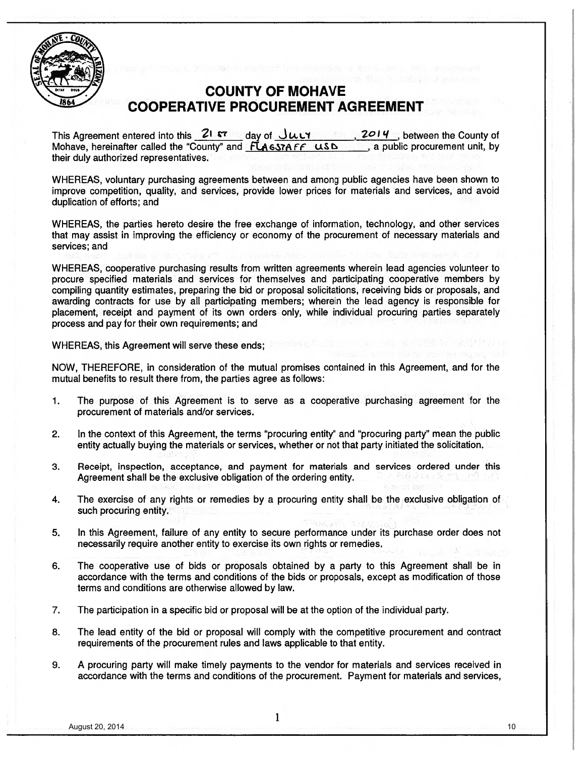# COUNTY OF MOHAVE
# COOPERATIVE PROCUREMENT AGREEMENT

This Agreement entered into this 21 st day of July, 2014, between the County of Mohave, hereinafter called the "County" and FLAGSTAFF USD, a public procurement unit, by their duly authorized representatives.

WHEREAS, voluntary purchasing agreements between and among public agencies have been shown to improve competition, quality, and services, provide lower prices for materials and services, and avoid duplication of efforts; and

WHEREAS, the parties hereto desire the free exchange of information, technology, and other services that may assist in improving the efficiency or economy of the procurement of necessary materials and services; and

WHEREAS, cooperative purchasing results from written agreements wherein lead agencies volunteer to procure specified materials and services for themselves and participating cooperative members by compiling quantity estimates, preparing the bid or proposal solicitations, receiving bids or proposals, and awarding contracts for use by all participating members; wherein the lead agency is responsible for placement, receipt and payment of its own orders only, while individual procuring parties separately process and pay for their own requirements; and

WHEREAS, this Agreement will serve these ends;

NOW, THEREFORE, in consideration of the mutual promises contained in this Agreement, and for the mutual benefits to result there from, the parties agree as follows:

1. The purpose of this Agreement is to serve as a cooperative purchasing agreement for the procurement of materials and/or services.
2. In the context of this Agreement, the terms "procuring entity" and "procuring party" mean the public entity actually buying the materials or services, whether or not that party initiated the solicitation.
3. Receipt, inspection, acceptance, and payment for materials and services ordered under this Agreement shall be the exclusive obligation of the ordering entity.
4. The exercise of any rights or remedies by a procuring entity shall be the exclusive obligation of such procuring entity.
5. In this Agreement, failure of any entity to secure performance under its purchase order does not necessarily require another entity to exercise its own rights or remedies.
6. The cooperative use of bids or proposals obtained by a party to this Agreement shall be in accordance with the terms and conditions of the bids or proposals, except as modification of those terms and conditions are otherwise allowed by law.
7. The participation in a specific bid or proposal will be at the option of the individual party.
8. The lead entity of the bid or proposal will comply with the competitive procurement and contract requirements of the procurement rules and laws applicable to that entity.
9. A procuring party will make timely payments to the vendor for materials and services received in accordance with the terms and conditions of the procurement. Payment for materials and services,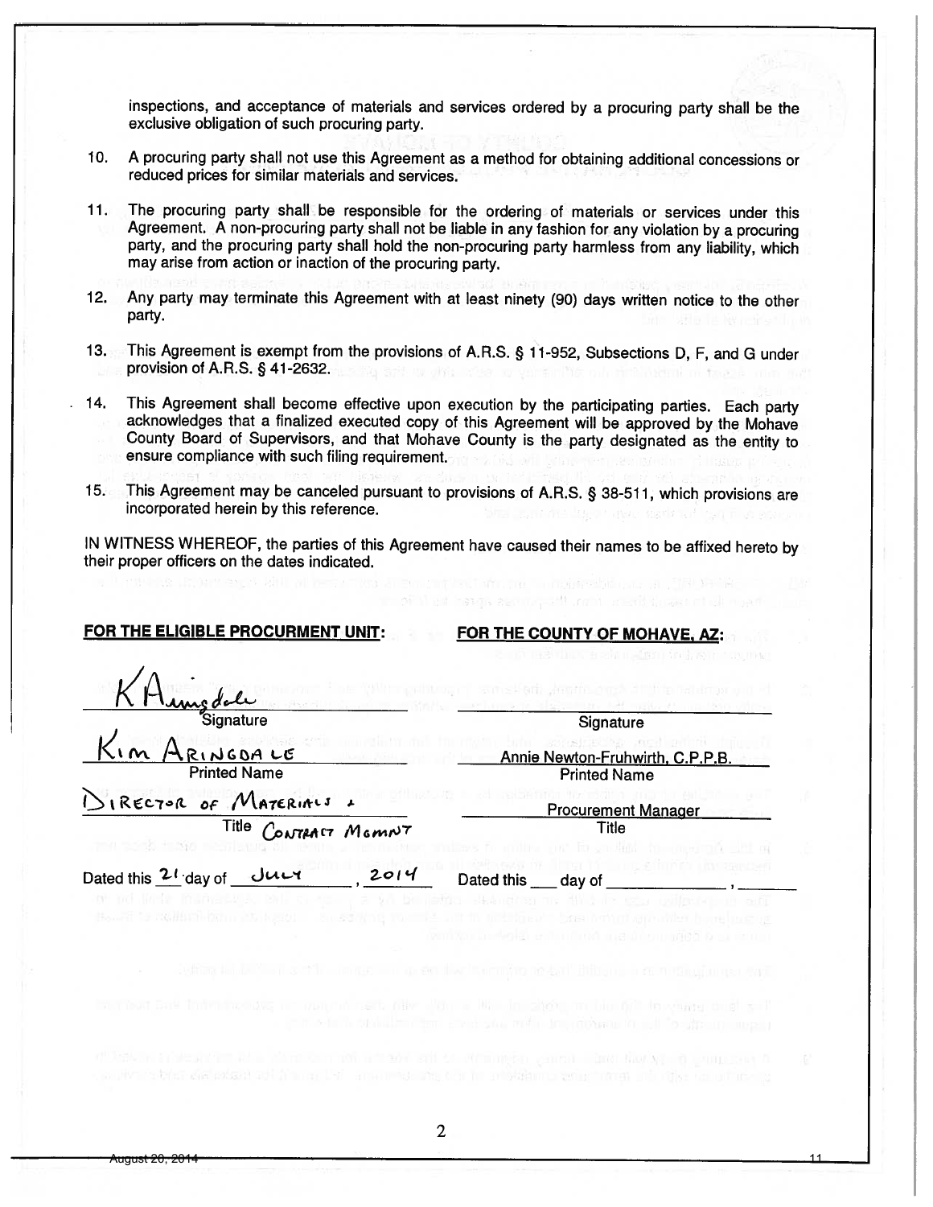inspections, and acceptance of materials and services ordered by a procuring party shall be the exclusive obligation of such procuring party.

10. A procuring party shall not use this Agreement as a method for obtaining additional concessions or reduced prices for similar materials and services.

11. The procuring party shall be responsible for the ordering of materials or services under this Agreement. A non-procuring party shall not be liable in any fashion for any violation by a procuring party, and the procuring party shall hold the non-procuring party harmless from any liability, which may arise from action or inaction of the procuring party.

12. Any party may terminate this Agreement with at least ninety (90) days written notice to the other party.

13. This Agreement is exempt from the provisions of A.R.S. § 11-952, Subsections D, F, and G under provision of A.R.S. § 41-2632.

14. This Agreement shall become effective upon execution by the participating parties. Each party acknowledges that a finalized executed copy of this Agreement will be approved by the Mohave County Board of Supervisors, and that Mohave County is the party designated as the entity to ensure compliance with such filing requirement.

15. This Agreement may be canceled pursuant to provisions of A.R.S. § 38-511, which provisions are incorporated herein by this reference.

IN WITNESS WHEREOF, the parties of this Agreement have caused their names to be affixed hereto by their proper officers on the dates indicated.

| **FOR THE ELIGIBLE PROCURMENT UNIT:** | **FOR THE COUNTY OF MOHAVE, AZ:** |
|---|---|
| K Aringdale | |
| Signature | Signature |
| KIM ARINGDALE | Annie Newton-Fruhwirth, C.P.P.B. |
| Printed Name | Printed Name |
| DIRECTOR OF MATERIALS & CONTRACT MGMNT | Procurement Manager |
| Title | Title |
| Dated this 21 day of JULY, 2014 | Dated this ___ day of ___________, ______ |